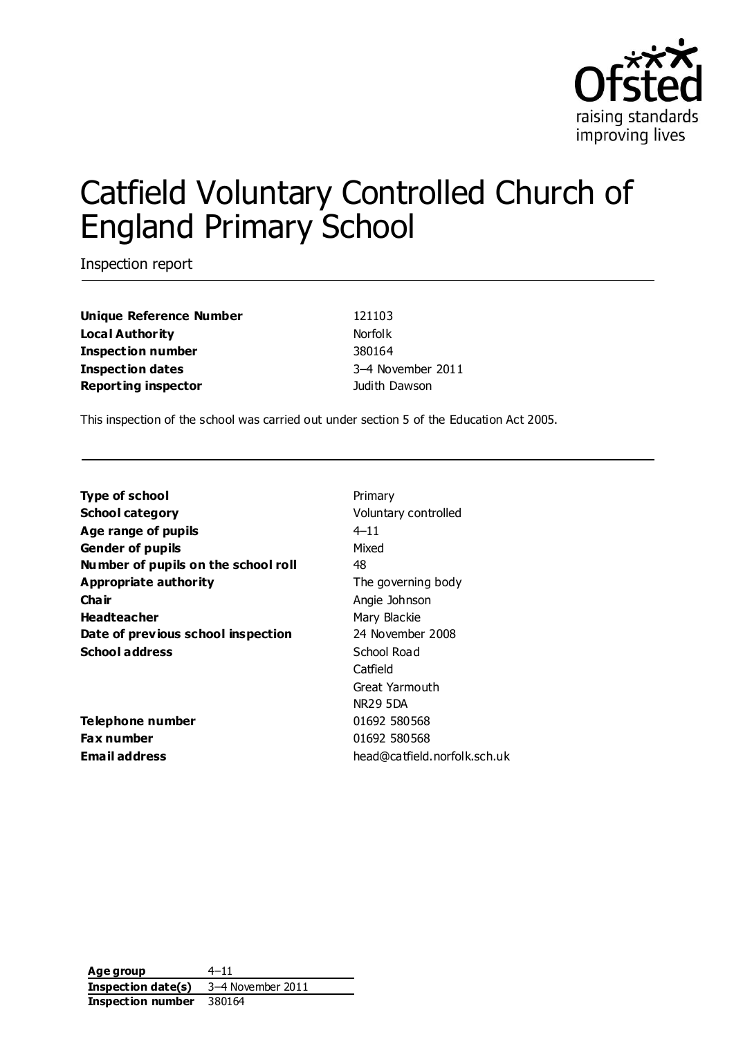# Catfield Voluntary Controlled Church of England Primary School

Inspection report

| | |
|---|---|
| **Unique Reference Number** | 121103 |
| **Local Authority** | Norfolk |
| **Inspection number** | 380164 |
| **Inspection dates** | 3–4 November 2011 |
| **Reporting inspector** | Judith Dawson |

This inspection of the school was carried out under section 5 of the Education Act 2005.

| | |
|---|---|
| **Type of school** | Primary |
| **School category** | Voluntary controlled |
| **Age range of pupils** | 4–11 |
| **Gender of pupils** | Mixed |
| **Number of pupils on the school roll** | 48 |
| **Appropriate authority** | The governing body |
| **Chair** | Angie Johnson |
| **Headteacher** | Mary Blackie |
| **Date of previous school inspection** | 24 November 2008 |
| **School address** | School Road<br>Catfield<br>Great Yarmouth<br>NR29 5DA |
| **Telephone number** | 01692 580568 |
| **Fax number** | 01692 580568 |
| **Email address** | head@catfield.norfolk.sch.uk |

| | |
|---|---|
| **Age group** | 4–11 |
| **Inspection date(s)** | 3–4 November 2011 |
| **Inspection number** | 380164 |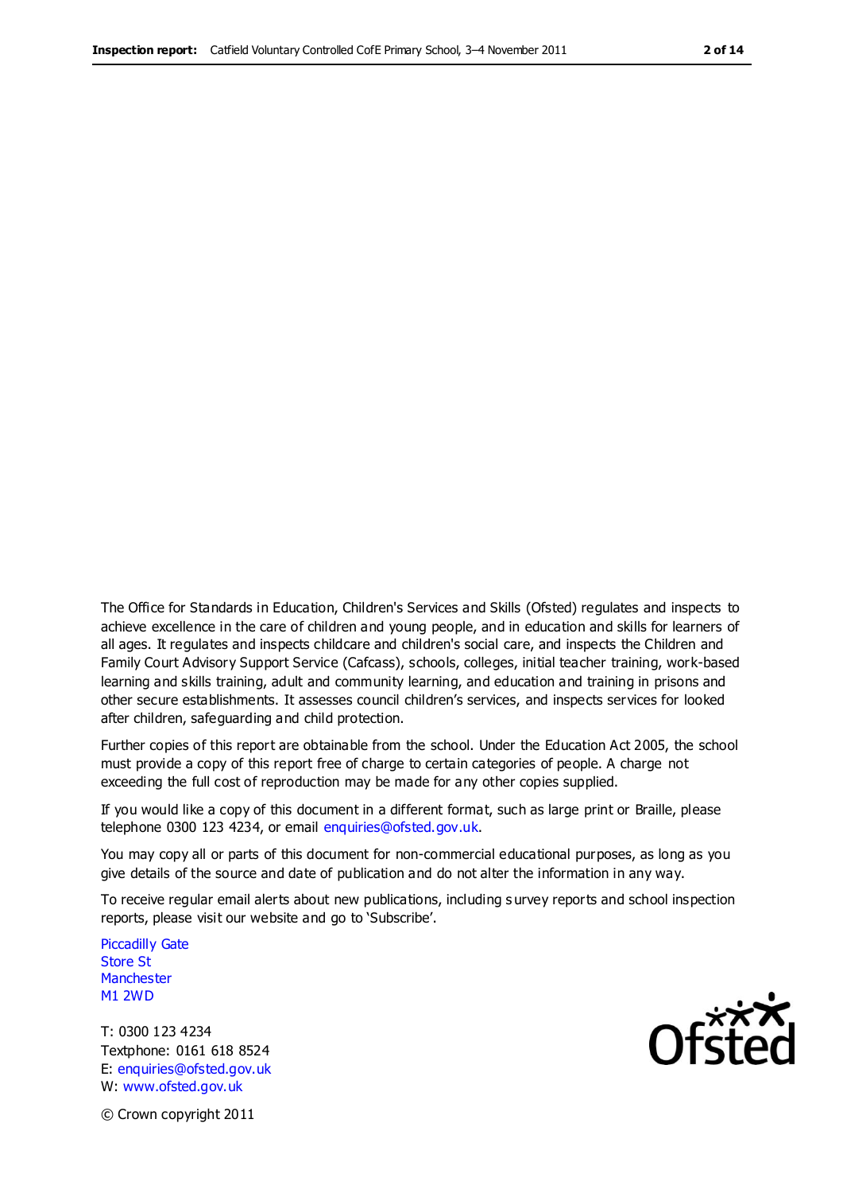The Office for Standards in Education, Children's Services and Skills (Ofsted) regulates and inspects to achieve excellence in the care of children and young people, and in education and skills for learners of all ages. It regulates and inspects childcare and children's social care, and inspects the Children and Family Court Advisory Support Service (Cafcass), schools, colleges, initial teacher training, work-based learning and skills training, adult and community learning, and education and training in prisons and other secure establishments. It assesses council children's services, and inspects services for looked after children, safeguarding and child protection.

Further copies of this report are obtainable from the school. Under the Education Act 2005, the school must provide a copy of this report free of charge to certain categories of people. A charge not exceeding the full cost of reproduction may be made for any other copies supplied.

If you would like a copy of this document in a different format, such as large print or Braille, please telephone 0300 123 4234, or email enquiries@ofsted.gov.uk.

You may copy all or parts of this document for non-commercial educational purposes, as long as you give details of the source and date of publication and do not alter the information in any way.

To receive regular email alerts about new publications, including survey reports and school inspection reports, please visit our website and go to 'Subscribe'.

Piccadilly Gate
Store St
Manchester
M1 2WD

T: 0300 123 4234
Textphone: 0161 618 8524
E: enquiries@ofsted.gov.uk
W: www.ofsted.gov.uk

© Crown copyright 2011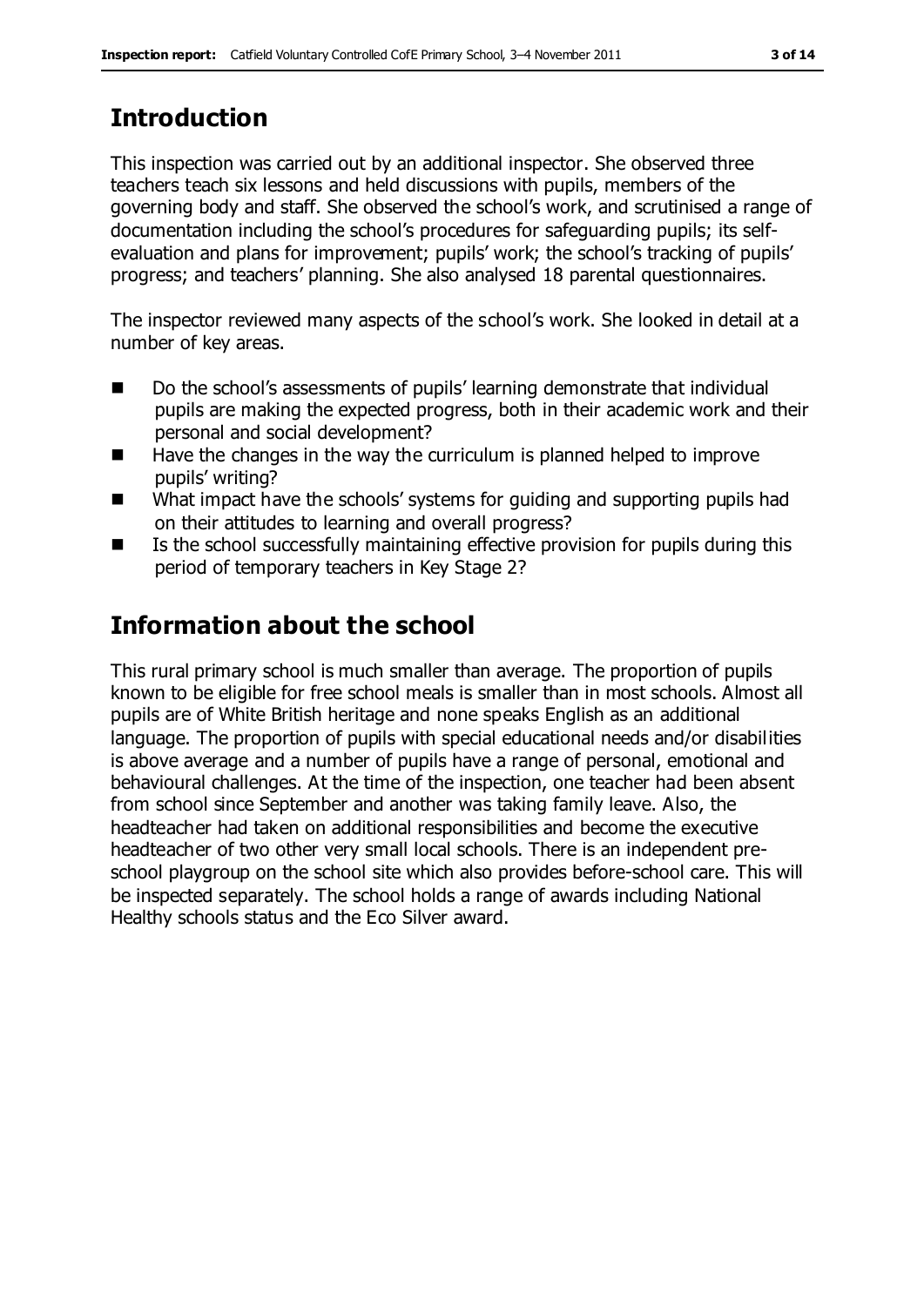## Introduction

This inspection was carried out by an additional inspector. She observed three teachers teach six lessons and held discussions with pupils, members of the governing body and staff. She observed the school's work, and scrutinised a range of documentation including the school's procedures for safeguarding pupils; its self-evaluation and plans for improvement; pupils' work; the school's tracking of pupils' progress; and teachers' planning. She also analysed 18 parental questionnaires.

The inspector reviewed many aspects of the school's work. She looked in detail at a number of key areas.

- Do the school's assessments of pupils' learning demonstrate that individual pupils are making the expected progress, both in their academic work and their personal and social development?
- Have the changes in the way the curriculum is planned helped to improve pupils' writing?
- What impact have the schools' systems for guiding and supporting pupils had on their attitudes to learning and overall progress?
- Is the school successfully maintaining effective provision for pupils during this period of temporary teachers in Key Stage 2?

## Information about the school

This rural primary school is much smaller than average. The proportion of pupils known to be eligible for free school meals is smaller than in most schools. Almost all pupils are of White British heritage and none speaks English as an additional language. The proportion of pupils with special educational needs and/or disabilities is above average and a number of pupils have a range of personal, emotional and behavioural challenges. At the time of the inspection, one teacher had been absent from school since September and another was taking family leave. Also, the headteacher had taken on additional responsibilities and become the executive headteacher of two other very small local schools. There is an independent pre-school playgroup on the school site which also provides before-school care. This will be inspected separately. The school holds a range of awards including National Healthy schools status and the Eco Silver award.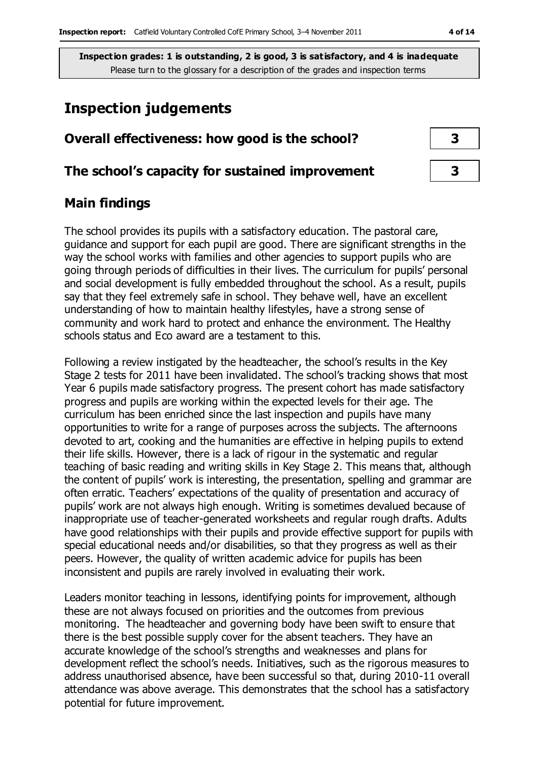**Inspection grades: 1 is outstanding, 2 is good, 3 is satisfactory, and 4 is inadequate**
Please turn to the glossary for a description of the grades and inspection terms

# Inspection judgements

| | |
|---|---|
| **Overall effectiveness: how good is the school?** | **3** |
| **The school's capacity for sustained improvement** | **3** |

## Main findings

The school provides its pupils with a satisfactory education. The pastoral care, guidance and support for each pupil are good. There are significant strengths in the way the school works with families and other agencies to support pupils who are going through periods of difficulties in their lives. The curriculum for pupils' personal and social development is fully embedded throughout the school. As a result, pupils say that they feel extremely safe in school. They behave well, have an excellent understanding of how to maintain healthy lifestyles, have a strong sense of community and work hard to protect and enhance the environment. The Healthy schools status and Eco award are a testament to this.

Following a review instigated by the headteacher, the school's results in the Key Stage 2 tests for 2011 have been invalidated. The school's tracking shows that most Year 6 pupils made satisfactory progress. The present cohort has made satisfactory progress and pupils are working within the expected levels for their age. The curriculum has been enriched since the last inspection and pupils have many opportunities to write for a range of purposes across the subjects. The afternoons devoted to art, cooking and the humanities are effective in helping pupils to extend their life skills. However, there is a lack of rigour in the systematic and regular teaching of basic reading and writing skills in Key Stage 2. This means that, although the content of pupils' work is interesting, the presentation, spelling and grammar are often erratic. Teachers' expectations of the quality of presentation and accuracy of pupils' work are not always high enough. Writing is sometimes devalued because of inappropriate use of teacher-generated worksheets and regular rough drafts. Adults have good relationships with their pupils and provide effective support for pupils with special educational needs and/or disabilities, so that they progress as well as their peers. However, the quality of written academic advice for pupils has been inconsistent and pupils are rarely involved in evaluating their work.

Leaders monitor teaching in lessons, identifying points for improvement, although these are not always focused on priorities and the outcomes from previous monitoring. The headteacher and governing body have been swift to ensure that there is the best possible supply cover for the absent teachers. They have an accurate knowledge of the school's strengths and weaknesses and plans for development reflect the school's needs. Initiatives, such as the rigorous measures to address unauthorised absence, have been successful so that, during 2010-11 overall attendance was above average. This demonstrates that the school has a satisfactory potential for future improvement.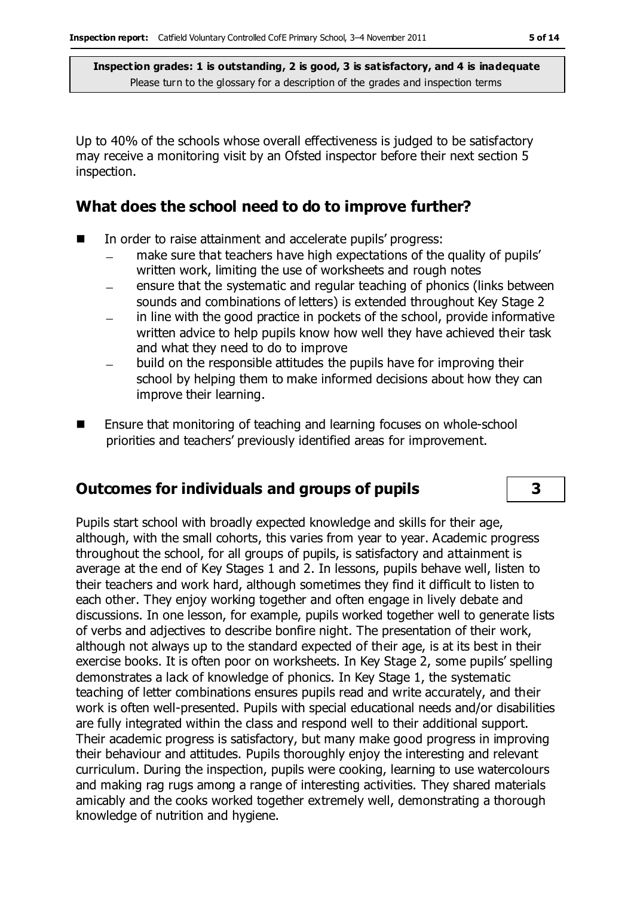Up to 40% of the schools whose overall effectiveness is judged to be satisfactory may receive a monitoring visit by an Ofsted inspector before their next section 5 inspection.

## What does the school need to do to improve further?

- In order to raise attainment and accelerate pupils' progress:
  - make sure that teachers have high expectations of the quality of pupils' written work, limiting the use of worksheets and rough notes
  - ensure that the systematic and regular teaching of phonics (links between sounds and combinations of letters) is extended throughout Key Stage 2
  - in line with the good practice in pockets of the school, provide informative written advice to help pupils know how well they have achieved their task and what they need to do to improve
  - build on the responsible attitudes the pupils have for improving their school by helping them to make informed decisions about how they can improve their learning.
- Ensure that monitoring of teaching and learning focuses on whole-school priorities and teachers' previously identified areas for improvement.

## Outcomes for individuals and groups of pupils — 3

Pupils start school with broadly expected knowledge and skills for their age, although, with the small cohorts, this varies from year to year. Academic progress throughout the school, for all groups of pupils, is satisfactory and attainment is average at the end of Key Stages 1 and 2. In lessons, pupils behave well, listen to their teachers and work hard, although sometimes they find it difficult to listen to each other. They enjoy working together and often engage in lively debate and discussions. In one lesson, for example, pupils worked together well to generate lists of verbs and adjectives to describe bonfire night. The presentation of their work, although not always up to the standard expected of their age, is at its best in their exercise books. It is often poor on worksheets. In Key Stage 2, some pupils' spelling demonstrates a lack of knowledge of phonics. In Key Stage 1, the systematic teaching of letter combinations ensures pupils read and write accurately, and their work is often well-presented. Pupils with special educational needs and/or disabilities are fully integrated within the class and respond well to their additional support. Their academic progress is satisfactory, but many make good progress in improving their behaviour and attitudes. Pupils thoroughly enjoy the interesting and relevant curriculum. During the inspection, pupils were cooking, learning to use watercolours and making rag rugs among a range of interesting activities. They shared materials amicably and the cooks worked together extremely well, demonstrating a thorough knowledge of nutrition and hygiene.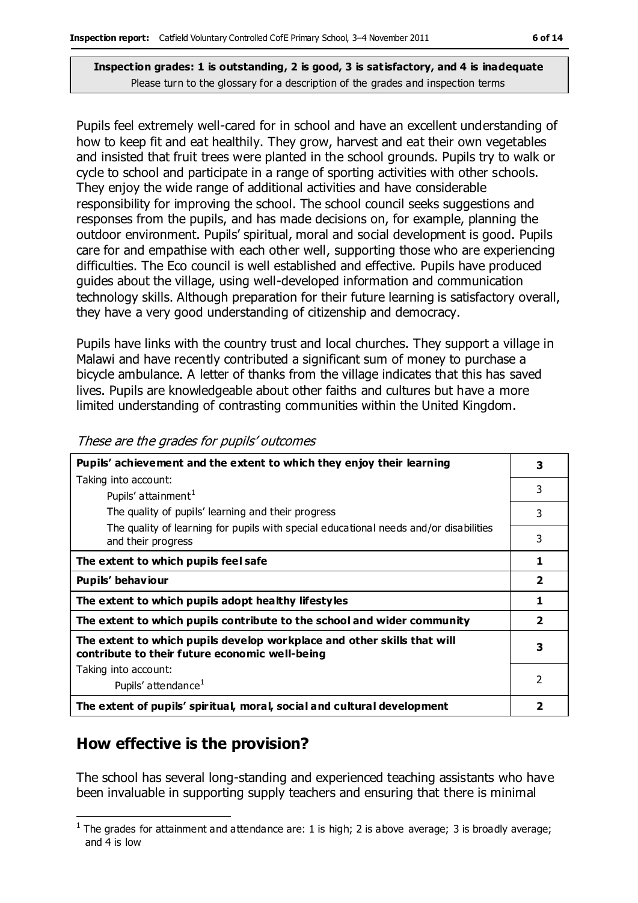**Inspection grades: 1 is outstanding, 2 is good, 3 is satisfactory, and 4 is inadequate**
Please turn to the glossary for a description of the grades and inspection terms

Pupils feel extremely well-cared for in school and have an excellent understanding of how to keep fit and eat healthily. They grow, harvest and eat their own vegetables and insisted that fruit trees were planted in the school grounds. Pupils try to walk or cycle to school and participate in a range of sporting activities with other schools. They enjoy the wide range of additional activities and have considerable responsibility for improving the school. The school council seeks suggestions and responses from the pupils, and has made decisions on, for example, planning the outdoor environment. Pupils' spiritual, moral and social development is good. Pupils care for and empathise with each other well, supporting those who are experiencing difficulties. The Eco council is well established and effective. Pupils have produced guides about the village, using well-developed information and communication technology skills. Although preparation for their future learning is satisfactory overall, they have a very good understanding of citizenship and democracy.

Pupils have links with the country trust and local churches. They support a village in Malawi and have recently contributed a significant sum of money to purchase a bicycle ambulance. A letter of thanks from the village indicates that this has saved lives. Pupils are knowledgeable about other faiths and cultures but have a more limited understanding of contrasting communities within the United Kingdom.

*These are the grades for pupils' outcomes*

| | |
|---|---|
| **Pupils' achievement and the extent to which they enjoy their learning** | **3** |
| Taking into account: Pupils' attainment[1] | 3 |
| The quality of pupils' learning and their progress | 3 |
| The quality of learning for pupils with special educational needs and/or disabilities and their progress | 3 |
| **The extent to which pupils feel safe** | **1** |
| **Pupils' behaviour** | **2** |
| **The extent to which pupils adopt healthy lifestyles** | **1** |
| **The extent to which pupils contribute to the school and wider community** | **2** |
| **The extent to which pupils develop workplace and other skills that will contribute to their future economic well-being** | **3** |
| Taking into account: Pupils' attendance[1] | 2 |
| **The extent of pupils' spiritual, moral, social and cultural development** | **2** |

## How effective is the provision?

The school has several long-standing and experienced teaching assistants who have been invaluable in supporting supply teachers and ensuring that there is minimal

[1] The grades for attainment and attendance are: 1 is high; 2 is above average; 3 is broadly average; and 4 is low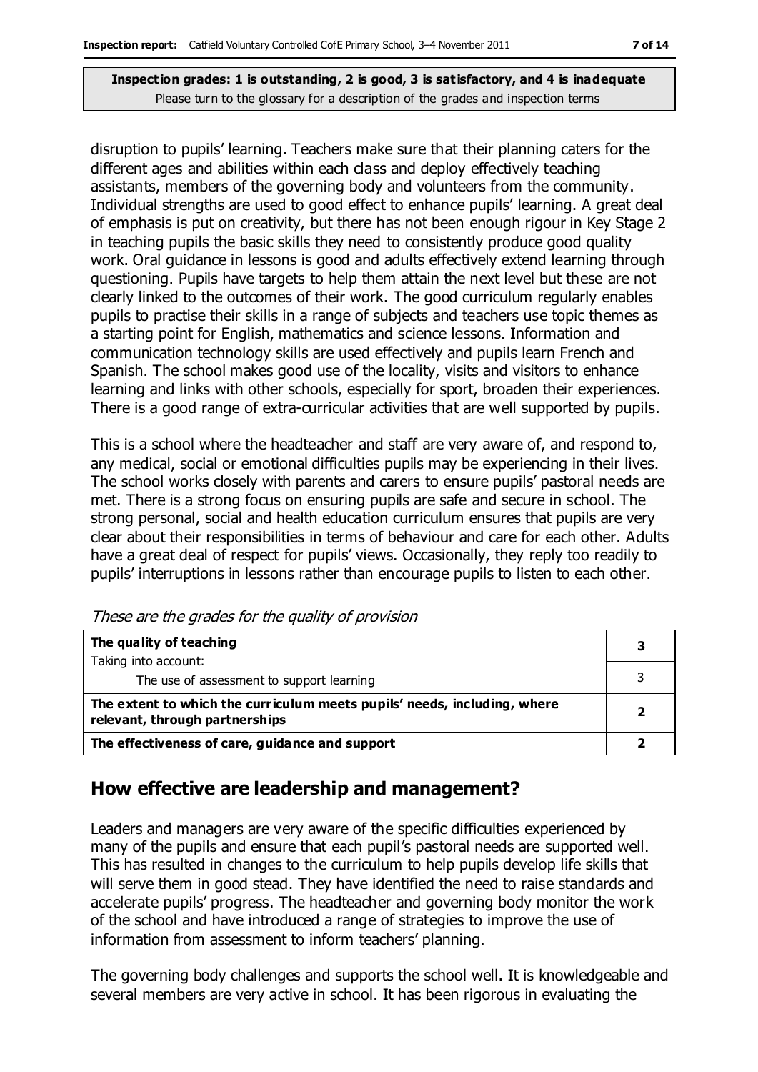**Inspection grades: 1 is outstanding, 2 is good, 3 is satisfactory, and 4 is inadequate**
Please turn to the glossary for a description of the grades and inspection terms

disruption to pupils' learning. Teachers make sure that their planning caters for the different ages and abilities within each class and deploy effectively teaching assistants, members of the governing body and volunteers from the community. Individual strengths are used to good effect to enhance pupils' learning. A great deal of emphasis is put on creativity, but there has not been enough rigour in Key Stage 2 in teaching pupils the basic skills they need to consistently produce good quality work. Oral guidance in lessons is good and adults effectively extend learning through questioning. Pupils have targets to help them attain the next level but these are not clearly linked to the outcomes of their work. The good curriculum regularly enables pupils to practise their skills in a range of subjects and teachers use topic themes as a starting point for English, mathematics and science lessons. Information and communication technology skills are used effectively and pupils learn French and Spanish. The school makes good use of the locality, visits and visitors to enhance learning and links with other schools, especially for sport, broaden their experiences. There is a good range of extra-curricular activities that are well supported by pupils.

This is a school where the headteacher and staff are very aware of, and respond to, any medical, social or emotional difficulties pupils may be experiencing in their lives. The school works closely with parents and carers to ensure pupils' pastoral needs are met. There is a strong focus on ensuring pupils are safe and secure in school. The strong personal, social and health education curriculum ensures that pupils are very clear about their responsibilities in terms of behaviour and care for each other. Adults have a great deal of respect for pupils' views. Occasionally, they reply too readily to pupils' interruptions in lessons rather than encourage pupils to listen to each other.

*These are the grades for the quality of provision*

| | |
|---|---|
| **The quality of teaching** | **3** |
| Taking into account: The use of assessment to support learning | 3 |
| **The extent to which the curriculum meets pupils' needs, including, where relevant, through partnerships** | **2** |
| **The effectiveness of care, guidance and support** | **2** |

## How effective are leadership and management?

Leaders and managers are very aware of the specific difficulties experienced by many of the pupils and ensure that each pupil's pastoral needs are supported well. This has resulted in changes to the curriculum to help pupils develop life skills that will serve them in good stead. They have identified the need to raise standards and accelerate pupils' progress. The headteacher and governing body monitor the work of the school and have introduced a range of strategies to improve the use of information from assessment to inform teachers' planning.

The governing body challenges and supports the school well. It is knowledgeable and several members are very active in school. It has been rigorous in evaluating the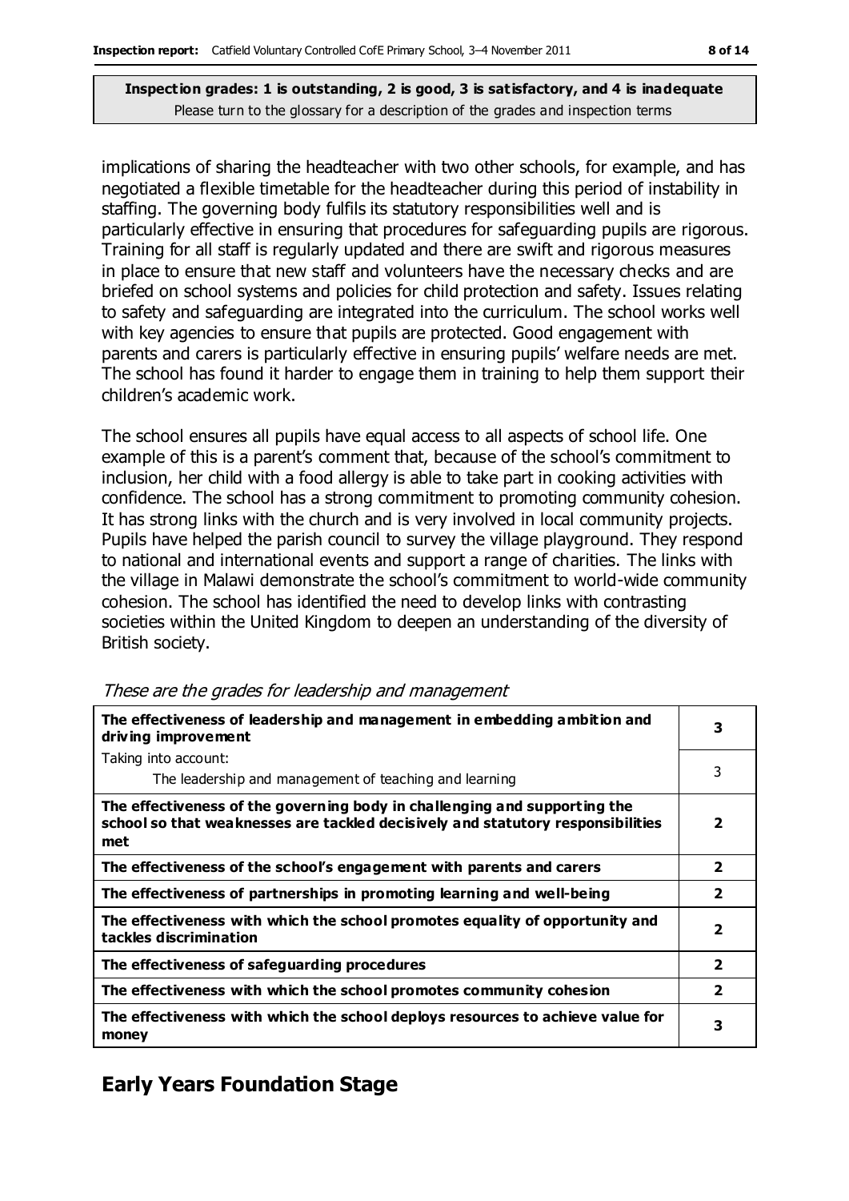**Inspection grades: 1 is outstanding, 2 is good, 3 is satisfactory, and 4 is inadequate**
Please turn to the glossary for a description of the grades and inspection terms

implications of sharing the headteacher with two other schools, for example, and has negotiated a flexible timetable for the headteacher during this period of instability in staffing. The governing body fulfils its statutory responsibilities well and is particularly effective in ensuring that procedures for safeguarding pupils are rigorous. Training for all staff is regularly updated and there are swift and rigorous measures in place to ensure that new staff and volunteers have the necessary checks and are briefed on school systems and policies for child protection and safety. Issues relating to safety and safeguarding are integrated into the curriculum. The school works well with key agencies to ensure that pupils are protected. Good engagement with parents and carers is particularly effective in ensuring pupils' welfare needs are met. The school has found it harder to engage them in training to help them support their children's academic work.

The school ensures all pupils have equal access to all aspects of school life. One example of this is a parent's comment that, because of the school's commitment to inclusion, her child with a food allergy is able to take part in cooking activities with confidence. The school has a strong commitment to promoting community cohesion. It has strong links with the church and is very involved in local community projects. Pupils have helped the parish council to survey the village playground. They respond to national and international events and support a range of charities. The links with the village in Malawi demonstrate the school's commitment to world-wide community cohesion. The school has identified the need to develop links with contrasting societies within the United Kingdom to deepen an understanding of the diversity of British society.

*These are the grades for leadership and management*

| | |
|---|---|
| **The effectiveness of leadership and management in embedding ambition and driving improvement** | **3** |
| Taking into account: The leadership and management of teaching and learning | 3 |
| **The effectiveness of the governing body in challenging and supporting the school so that weaknesses are tackled decisively and statutory responsibilities met** | **2** |
| **The effectiveness of the school's engagement with parents and carers** | **2** |
| **The effectiveness of partnerships in promoting learning and well-being** | **2** |
| **The effectiveness with which the school promotes equality of opportunity and tackles discrimination** | **2** |
| **The effectiveness of safeguarding procedures** | **2** |
| **The effectiveness with which the school promotes community cohesion** | **2** |
| **The effectiveness with which the school deploys resources to achieve value for money** | **3** |

## Early Years Foundation Stage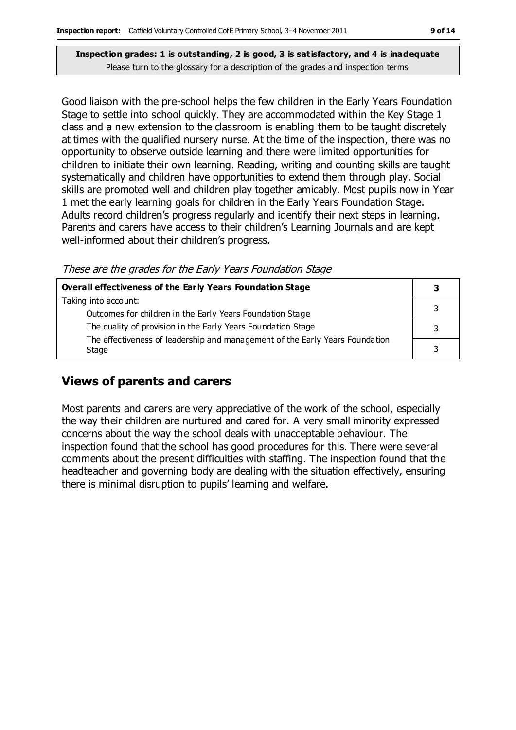**Inspection grades: 1 is outstanding, 2 is good, 3 is satisfactory, and 4 is inadequate**
Please turn to the glossary for a description of the grades and inspection terms

Good liaison with the pre-school helps the few children in the Early Years Foundation Stage to settle into school quickly. They are accommodated within the Key Stage 1 class and a new extension to the classroom is enabling them to be taught discretely at times with the qualified nursery nurse. At the time of the inspection, there was no opportunity to observe outside learning and there were limited opportunities for children to initiate their own learning. Reading, writing and counting skills are taught systematically and children have opportunities to extend them through play. Social skills are promoted well and children play together amicably. Most pupils now in Year 1 met the early learning goals for children in the Early Years Foundation Stage. Adults record children's progress regularly and identify their next steps in learning. Parents and carers have access to their children's Learning Journals and are kept well-informed about their children's progress.

*These are the grades for the Early Years Foundation Stage*

| **Overall effectiveness of the Early Years Foundation Stage** | **3** |
|---|---|
| Taking into account:<br>Outcomes for children in the Early Years Foundation Stage | 3 |
| The quality of provision in the Early Years Foundation Stage | 3 |
| The effectiveness of leadership and management of the Early Years Foundation Stage | 3 |

## Views of parents and carers

Most parents and carers are very appreciative of the work of the school, especially the way their children are nurtured and cared for. A very small minority expressed concerns about the way the school deals with unacceptable behaviour. The inspection found that the school has good procedures for this. There were several comments about the present difficulties with staffing. The inspection found that the headteacher and governing body are dealing with the situation effectively, ensuring there is minimal disruption to pupils' learning and welfare.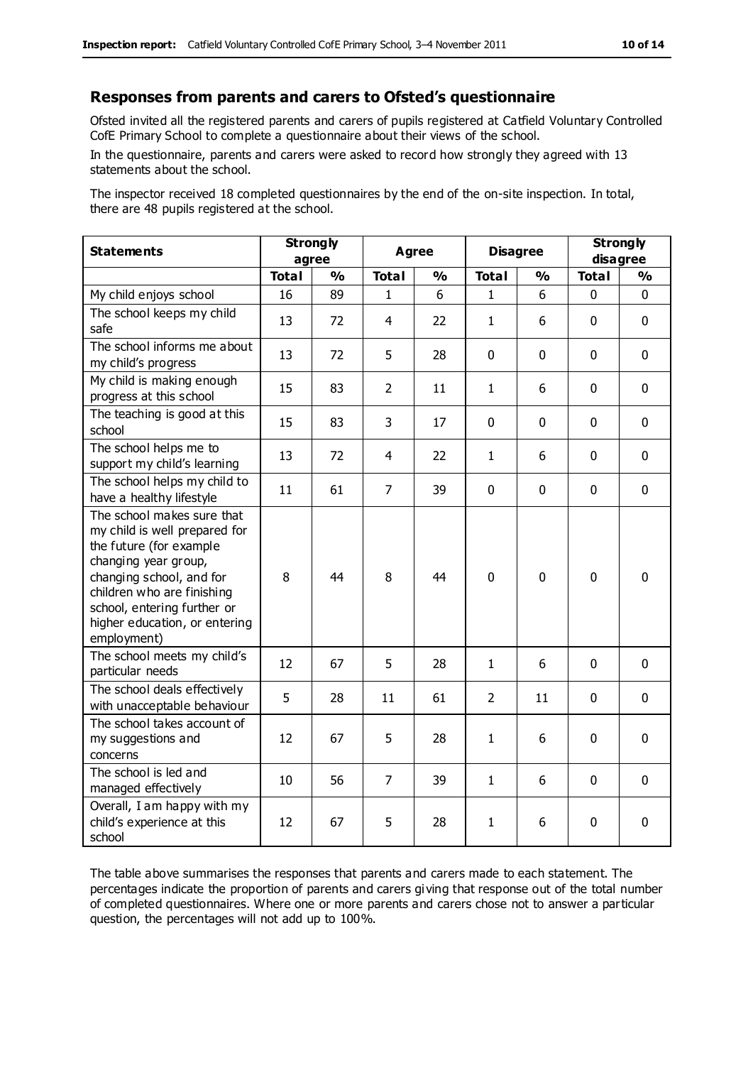## Responses from parents and carers to Ofsted's questionnaire

Ofsted invited all the registered parents and carers of pupils registered at Catfield Voluntary Controlled CofE Primary School to complete a questionnaire about their views of the school.

In the questionnaire, parents and carers were asked to record how strongly they agreed with 13 statements about the school.

The inspector received 18 completed questionnaires by the end of the on-site inspection. In total, there are 48 pupils registered at the school.

| Statements | Strongly agree | | Agree | | Disagree | | Strongly disagree | |
|---|---|---|---|---|---|---|---|---|
| | Total | % | Total | % | Total | % | Total | % |
| My child enjoys school | 16 | 89 | 1 | 6 | 1 | 6 | 0 | 0 |
| The school keeps my child safe | 13 | 72 | 4 | 22 | 1 | 6 | 0 | 0 |
| The school informs me about my child's progress | 13 | 72 | 5 | 28 | 0 | 0 | 0 | 0 |
| My child is making enough progress at this school | 15 | 83 | 2 | 11 | 1 | 6 | 0 | 0 |
| The teaching is good at this school | 15 | 83 | 3 | 17 | 0 | 0 | 0 | 0 |
| The school helps me to support my child's learning | 13 | 72 | 4 | 22 | 1 | 6 | 0 | 0 |
| The school helps my child to have a healthy lifestyle | 11 | 61 | 7 | 39 | 0 | 0 | 0 | 0 |
| The school makes sure that my child is well prepared for the future (for example changing year group, changing school, and for children who are finishing school, entering further or higher education, or entering employment) | 8 | 44 | 8 | 44 | 0 | 0 | 0 | 0 |
| The school meets my child's particular needs | 12 | 67 | 5 | 28 | 1 | 6 | 0 | 0 |
| The school deals effectively with unacceptable behaviour | 5 | 28 | 11 | 61 | 2 | 11 | 0 | 0 |
| The school takes account of my suggestions and concerns | 12 | 67 | 5 | 28 | 1 | 6 | 0 | 0 |
| The school is led and managed effectively | 10 | 56 | 7 | 39 | 1 | 6 | 0 | 0 |
| Overall, I am happy with my child's experience at this school | 12 | 67 | 5 | 28 | 1 | 6 | 0 | 0 |

The table above summarises the responses that parents and carers made to each statement. The percentages indicate the proportion of parents and carers giving that response out of the total number of completed questionnaires. Where one or more parents and carers chose not to answer a particular question, the percentages will not add up to 100%.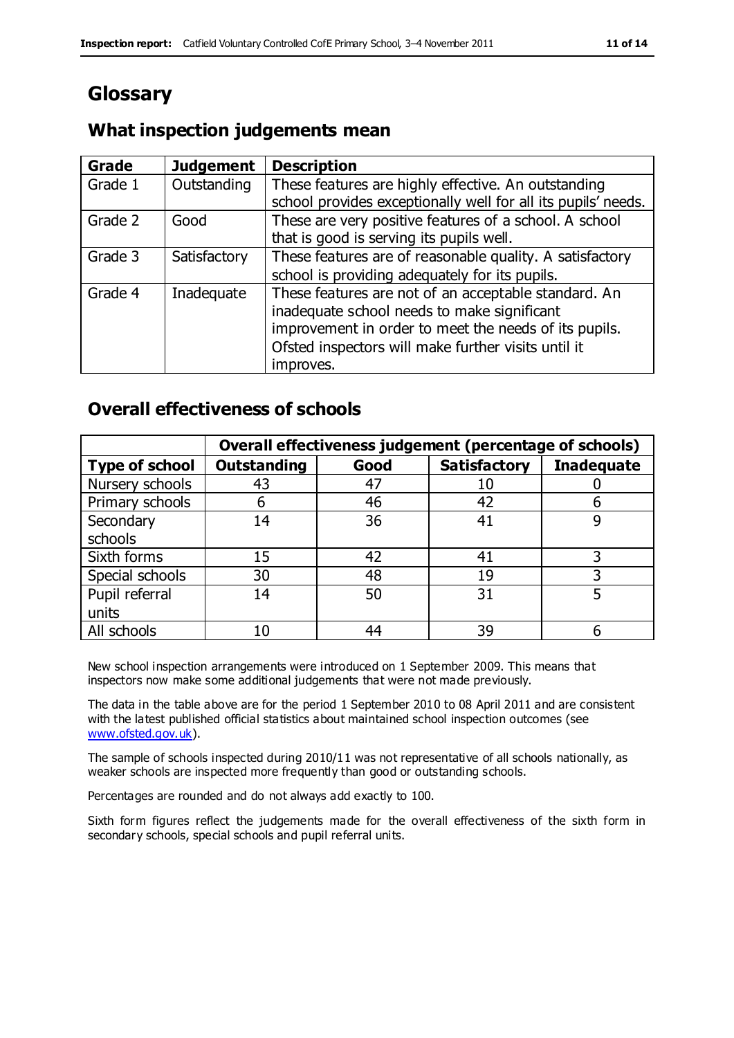# Glossary

## What inspection judgements mean

| Grade | Judgement | Description |
|---|---|---|
| Grade 1 | Outstanding | These features are highly effective. An outstanding school provides exceptionally well for all its pupils' needs. |
| Grade 2 | Good | These are very positive features of a school. A school that is good is serving its pupils well. |
| Grade 3 | Satisfactory | These features are of reasonable quality. A satisfactory school is providing adequately for its pupils. |
| Grade 4 | Inadequate | These features are not of an acceptable standard. An inadequate school needs to make significant improvement in order to meet the needs of its pupils. Ofsted inspectors will make further visits until it improves. |

## Overall effectiveness of schools

| | Overall effectiveness judgement (percentage of schools) | | | |
|---|---|---|---|---|
| **Type of school** | **Outstanding** | **Good** | **Satisfactory** | **Inadequate** |
| Nursery schools | 43 | 47 | 10 | 0 |
| Primary schools | 6 | 46 | 42 | 6 |
| Secondary schools | 14 | 36 | 41 | 9 |
| Sixth forms | 15 | 42 | 41 | 3 |
| Special schools | 30 | 48 | 19 | 3 |
| Pupil referral units | 14 | 50 | 31 | 5 |
| All schools | 10 | 44 | 39 | 6 |

New school inspection arrangements were introduced on 1 September 2009. This means that inspectors now make some additional judgements that were not made previously.

The data in the table above are for the period 1 September 2010 to 08 April 2011 and are consistent with the latest published official statistics about maintained school inspection outcomes (see www.ofsted.gov.uk).

The sample of schools inspected during 2010/11 was not representative of all schools nationally, as weaker schools are inspected more frequently than good or outstanding schools.

Percentages are rounded and do not always add exactly to 100.

Sixth form figures reflect the judgements made for the overall effectiveness of the sixth form in secondary schools, special schools and pupil referral units.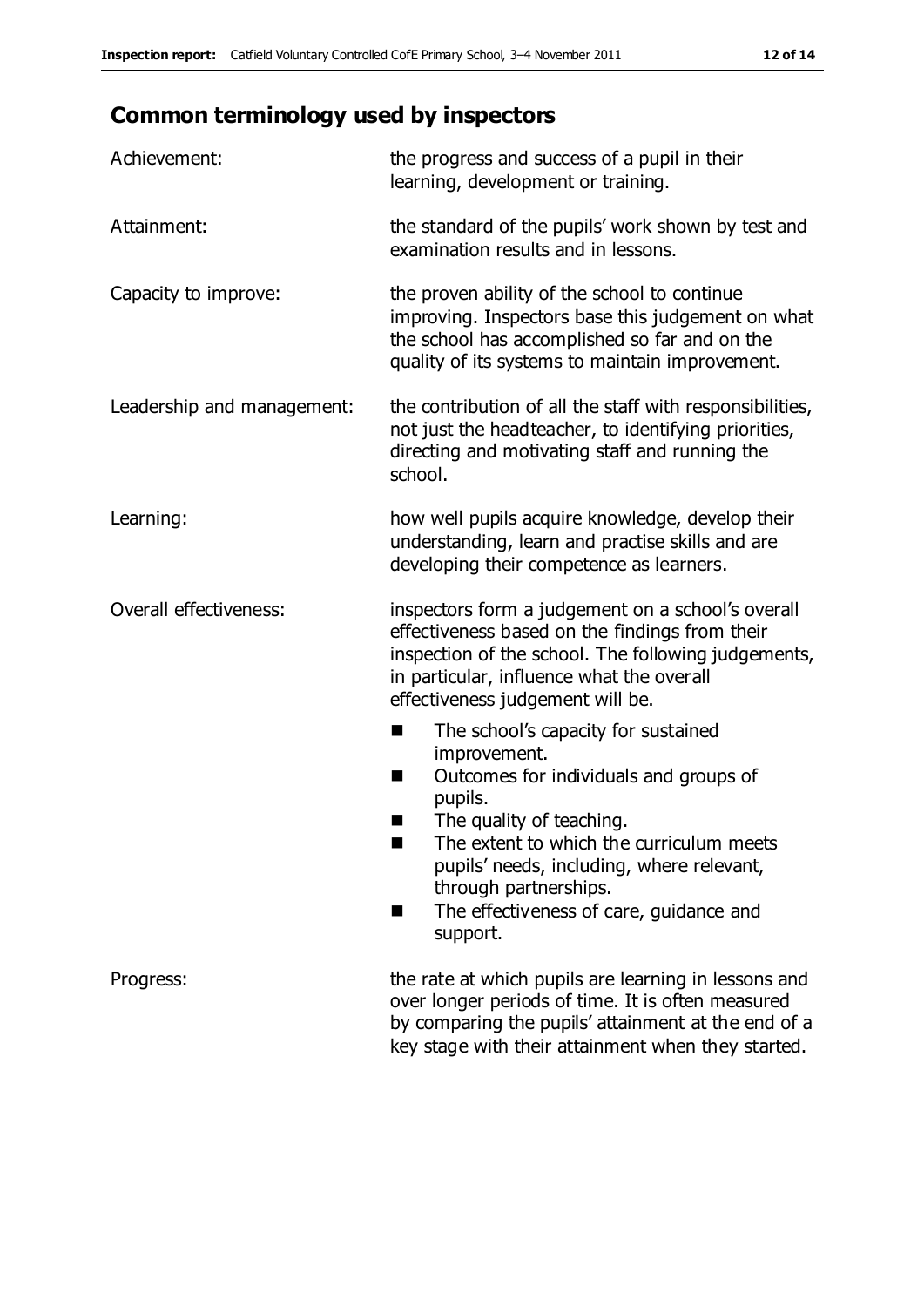## Common terminology used by inspectors

| | |
|---|---|
| Achievement: | the progress and success of a pupil in their learning, development or training. |
| Attainment: | the standard of the pupils' work shown by test and examination results and in lessons. |
| Capacity to improve: | the proven ability of the school to continue improving. Inspectors base this judgement on what the school has accomplished so far and on the quality of its systems to maintain improvement. |
| Leadership and management: | the contribution of all the staff with responsibilities, not just the headteacher, to identifying priorities, directing and motivating staff and running the school. |
| Learning: | how well pupils acquire knowledge, develop their understanding, learn and practise skills and are developing their competence as learners. |
| Overall effectiveness: | inspectors form a judgement on a school's overall effectiveness based on the findings from their inspection of the school. The following judgements, in particular, influence what the overall effectiveness judgement will be.<br>■ The school's capacity for sustained improvement.<br>■ Outcomes for individuals and groups of pupils.<br>■ The quality of teaching.<br>■ The extent to which the curriculum meets pupils' needs, including, where relevant, through partnerships.<br>■ The effectiveness of care, guidance and support. |
| Progress: | the rate at which pupils are learning in lessons and over longer periods of time. It is often measured by comparing the pupils' attainment at the end of a key stage with their attainment when they started. |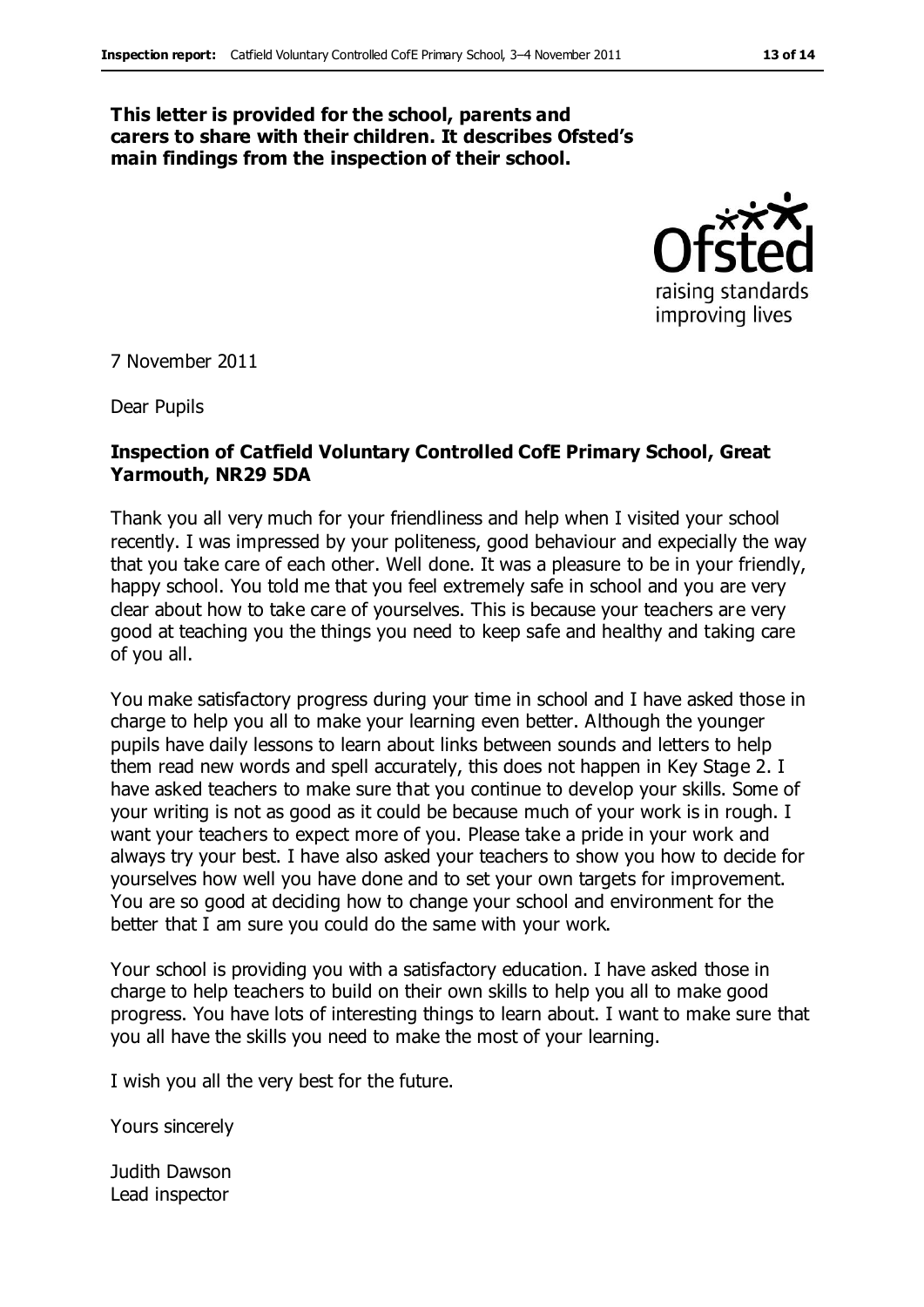**This letter is provided for the school, parents and carers to share with their children. It describes Ofsted's main findings from the inspection of their school.**

7 November 2011

Dear Pupils

**Inspection of Catfield Voluntary Controlled CofE Primary School, Great Yarmouth, NR29 5DA**

Thank you all very much for your friendliness and help when I visited your school recently. I was impressed by your politeness, good behaviour and expecially the way that you take care of each other. Well done. It was a pleasure to be in your friendly, happy school. You told me that you feel extremely safe in school and you are very clear about how to take care of yourselves. This is because your teachers are very good at teaching you the things you need to keep safe and healthy and taking care of you all.

You make satisfactory progress during your time in school and I have asked those in charge to help you all to make your learning even better. Although the younger pupils have daily lessons to learn about links between sounds and letters to help them read new words and spell accurately, this does not happen in Key Stage 2. I have asked teachers to make sure that you continue to develop your skills. Some of your writing is not as good as it could be because much of your work is in rough. I want your teachers to expect more of you. Please take a pride in your work and always try your best. I have also asked your teachers to show you how to decide for yourselves how well you have done and to set your own targets for improvement. You are so good at deciding how to change your school and environment for the better that I am sure you could do the same with your work.

Your school is providing you with a satisfactory education. I have asked those in charge to help teachers to build on their own skills to help you all to make good progress. You have lots of interesting things to learn about. I want to make sure that you all have the skills you need to make the most of your learning.

I wish you all the very best for the future.

Yours sincerely

Judith Dawson
Lead inspector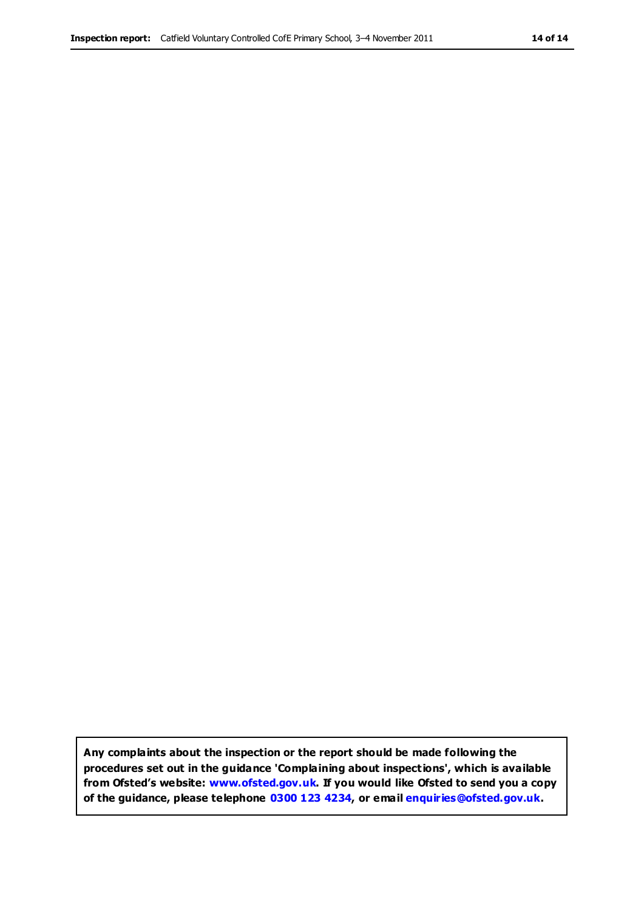**Any complaints about the inspection or the report should be made following the procedures set out in the guidance 'Complaining about inspections', which is available from Ofsted's website: www.ofsted.gov.uk. If you would like Ofsted to send you a copy of the guidance, please telephone 0300 123 4234, or email enquiries@ofsted.gov.uk.**